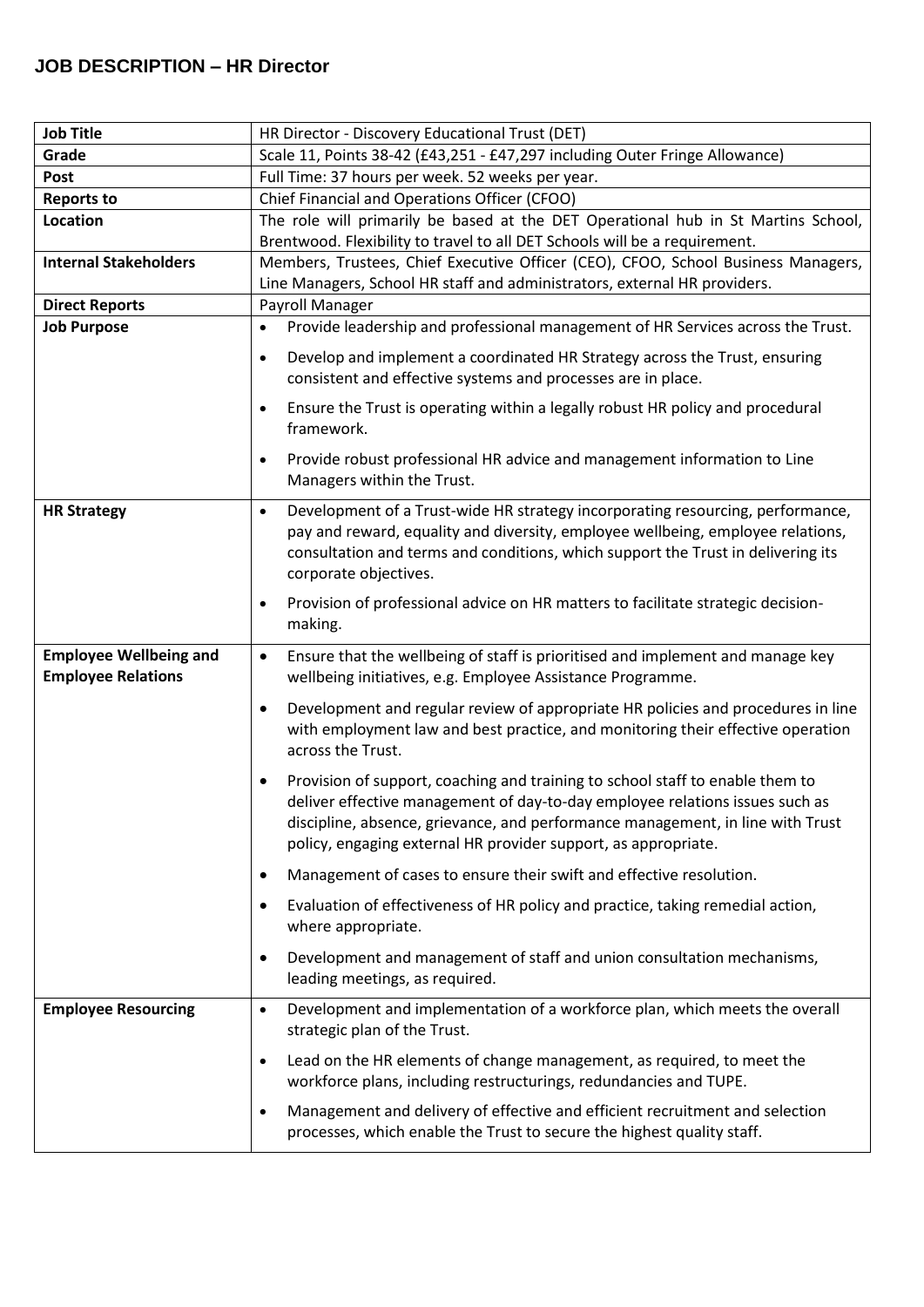# JOB DESCRIPTION – HR Director

| Job Title | HR Director - Discovery Educational Trust (DET) |
|---|---|
| **Grade** | Scale 11, Points 38-42 (£43,251 - £47,297 including Outer Fringe Allowance) |
| **Post** | Full Time: 37 hours per week. 52 weeks per year. |
| **Reports to** | Chief Financial and Operations Officer (CFOO) |
| **Location** | The role will primarily be based at the DET Operational hub in St Martins School, Brentwood. Flexibility to travel to all DET Schools will be a requirement. |
| **Internal Stakeholders** | Members, Trustees, Chief Executive Officer (CEO), CFOO, School Business Managers, Line Managers, School HR staff and administrators, external HR providers. |
| **Direct Reports** | Payroll Manager |
| **Job Purpose** | • Provide leadership and professional management of HR Services across the Trust.<br>• Develop and implement a coordinated HR Strategy across the Trust, ensuring consistent and effective systems and processes are in place.<br>• Ensure the Trust is operating within a legally robust HR policy and procedural framework.<br>• Provide robust professional HR advice and management information to Line Managers within the Trust. |
| **HR Strategy** | • Development of a Trust-wide HR strategy incorporating resourcing, performance, pay and reward, equality and diversity, employee wellbeing, employee relations, consultation and terms and conditions, which support the Trust in delivering its corporate objectives.<br>• Provision of professional advice on HR matters to facilitate strategic decision-making. |
| **Employee Wellbeing and Employee Relations** | • Ensure that the wellbeing of staff is prioritised and implement and manage key wellbeing initiatives, e.g. Employee Assistance Programme.<br>• Development and regular review of appropriate HR policies and procedures in line with employment law and best practice, and monitoring their effective operation across the Trust.<br>• Provision of support, coaching and training to school staff to enable them to deliver effective management of day-to-day employee relations issues such as discipline, absence, grievance, and performance management, in line with Trust policy, engaging external HR provider support, as appropriate.<br>• Management of cases to ensure their swift and effective resolution.<br>• Evaluation of effectiveness of HR policy and practice, taking remedial action, where appropriate.<br>• Development and management of staff and union consultation mechanisms, leading meetings, as required. |
| **Employee Resourcing** | • Development and implementation of a workforce plan, which meets the overall strategic plan of the Trust.<br>• Lead on the HR elements of change management, as required, to meet the workforce plans, including restructurings, redundancies and TUPE.<br>• Management and delivery of effective and efficient recruitment and selection processes, which enable the Trust to secure the highest quality staff. |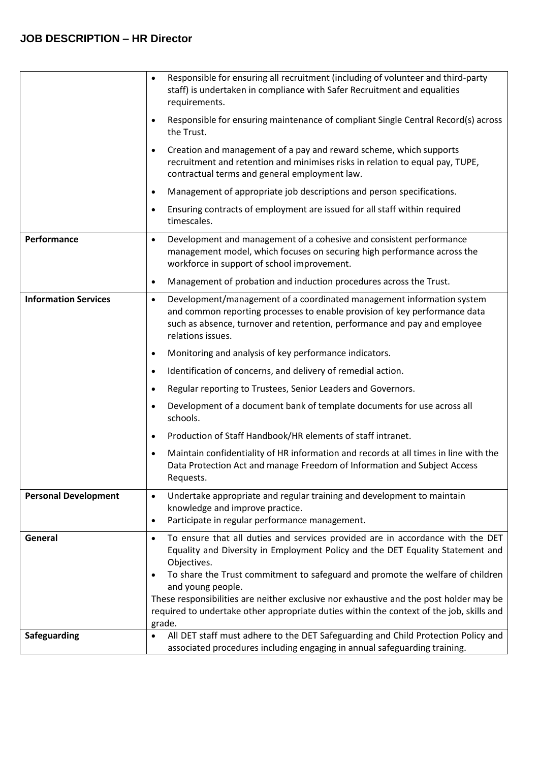## JOB DESCRIPTION – HR Director

| | |
|---|---|
| | • Responsible for ensuring all recruitment (including of volunteer and third-party staff) is undertaken in compliance with Safer Recruitment and equalities requirements.<br>• Responsible for ensuring maintenance of compliant Single Central Record(s) across the Trust.<br>• Creation and management of a pay and reward scheme, which supports recruitment and retention and minimises risks in relation to equal pay, TUPE, contractual terms and general employment law.<br>• Management of appropriate job descriptions and person specifications.<br>• Ensuring contracts of employment are issued for all staff within required timescales. |
| **Performance** | • Development and management of a cohesive and consistent performance management model, which focuses on securing high performance across the workforce in support of school improvement.<br>• Management of probation and induction procedures across the Trust. |
| **Information Services** | • Development/management of a coordinated management information system and common reporting processes to enable provision of key performance data such as absence, turnover and retention, performance and pay and employee relations issues.<br>• Monitoring and analysis of key performance indicators.<br>• Identification of concerns, and delivery of remedial action.<br>• Regular reporting to Trustees, Senior Leaders and Governors.<br>• Development of a document bank of template documents for use across all schools.<br>• Production of Staff Handbook/HR elements of staff intranet.<br>• Maintain confidentiality of HR information and records at all times in line with the Data Protection Act and manage Freedom of Information and Subject Access Requests. |
| **Personal Development** | • Undertake appropriate and regular training and development to maintain knowledge and improve practice.<br>• Participate in regular performance management. |
| **General** | • To ensure that all duties and services provided are in accordance with the DET Equality and Diversity in Employment Policy and the DET Equality Statement and Objectives.<br>• To share the Trust commitment to safeguard and promote the welfare of children and young people.<br>These responsibilities are neither exclusive nor exhaustive and the post holder may be required to undertake other appropriate duties within the context of the job, skills and grade. |
| **Safeguarding** | • All DET staff must adhere to the DET Safeguarding and Child Protection Policy and associated procedures including engaging in annual safeguarding training. |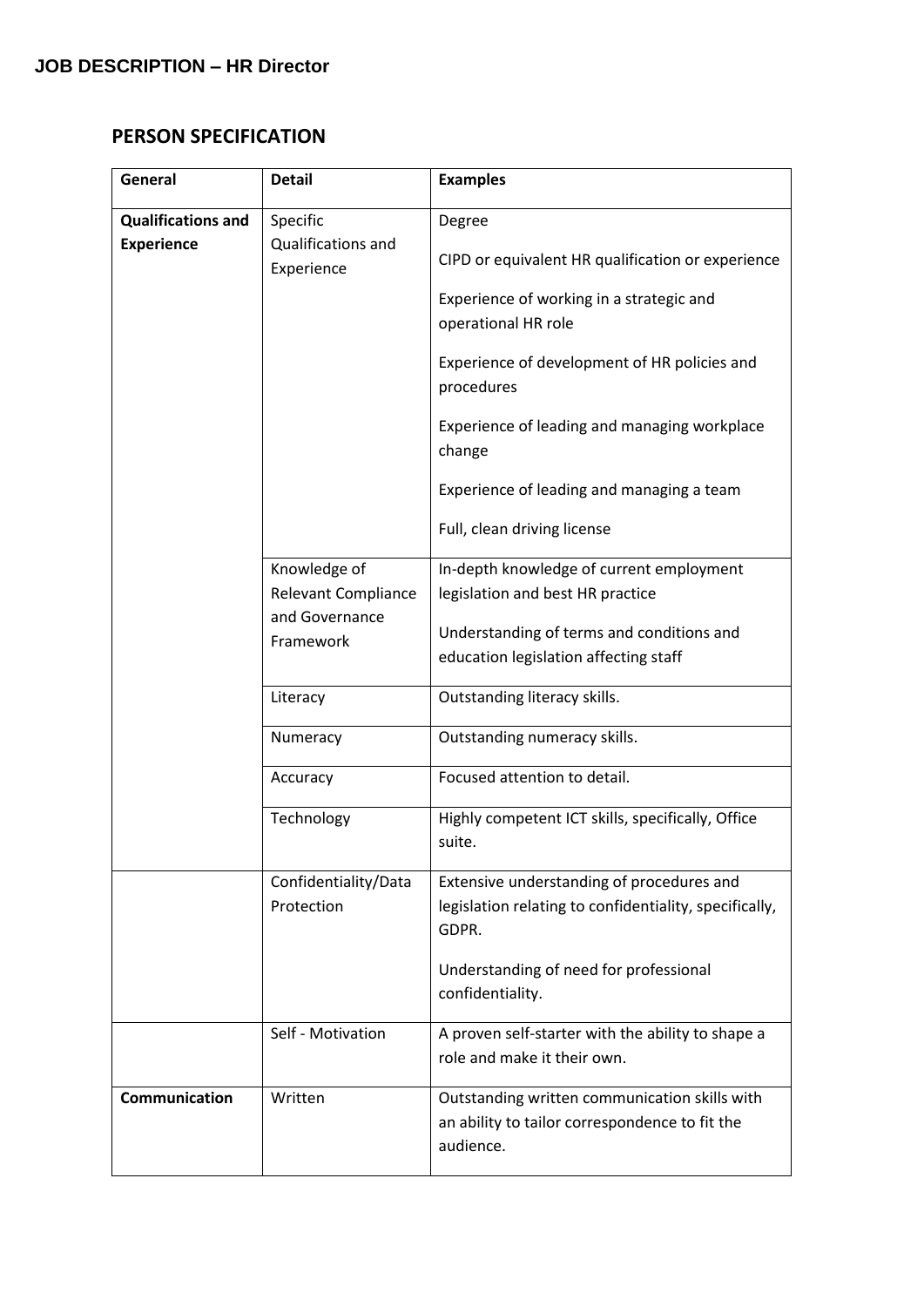**JOB DESCRIPTION – HR Director**

## PERSON SPECIFICATION

| General | Detail | Examples |
|---|---|---|
| **Qualifications and Experience** | Specific Qualifications and Experience | Degree<br><br>CIPD or equivalent HR qualification or experience<br><br>Experience of working in a strategic and operational HR role<br><br>Experience of development of HR policies and procedures<br><br>Experience of leading and managing workplace change<br><br>Experience of leading and managing a team<br><br>Full, clean driving license |
| | Knowledge of Relevant Compliance and Governance Framework | In-depth knowledge of current employment legislation and best HR practice<br><br>Understanding of terms and conditions and education legislation affecting staff |
| | Literacy | Outstanding literacy skills. |
| | Numeracy | Outstanding numeracy skills. |
| | Accuracy | Focused attention to detail. |
| | Technology | Highly competent ICT skills, specifically, Office suite. |
| | Confidentiality/Data Protection | Extensive understanding of procedures and legislation relating to confidentiality, specifically, GDPR.<br><br>Understanding of need for professional confidentiality. |
| | Self - Motivation | A proven self-starter with the ability to shape a role and make it their own. |
| **Communication** | Written | Outstanding written communication skills with an ability to tailor correspondence to fit the audience. |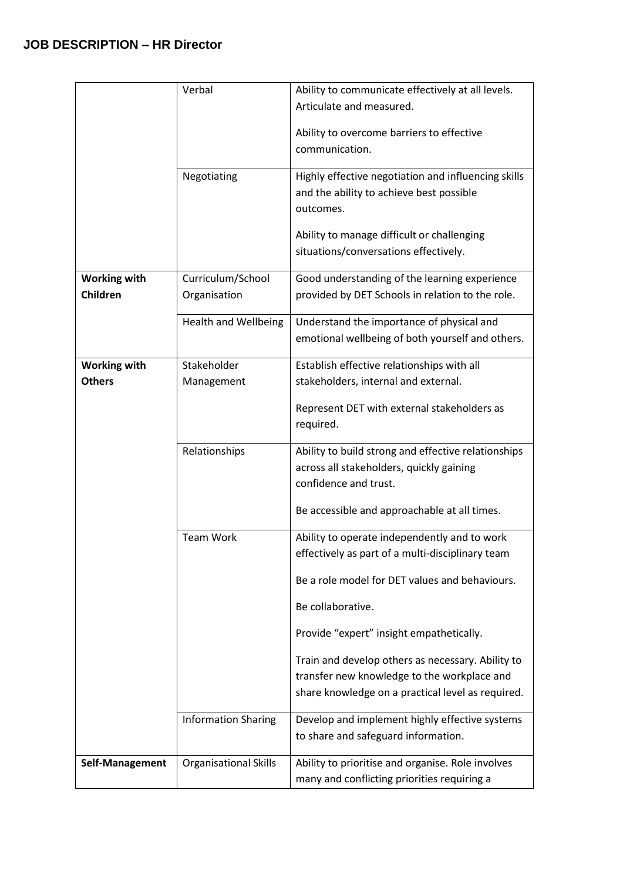## JOB DESCRIPTION – HR Director

| | | |
|---|---|---|
| | Verbal | Ability to communicate effectively at all levels. Articulate and measured.<br><br>Ability to overcome barriers to effective communication. |
| | Negotiating | Highly effective negotiation and influencing skills and the ability to achieve best possible outcomes.<br><br>Ability to manage difficult or challenging situations/conversations effectively. |
| **Working with Children** | Curriculum/School Organisation | Good understanding of the learning experience provided by DET Schools in relation to the role. |
| | Health and Wellbeing | Understand the importance of physical and emotional wellbeing of both yourself and others. |
| **Working with Others** | Stakeholder Management | Establish effective relationships with all stakeholders, internal and external.<br><br>Represent DET with external stakeholders as required. |
| | Relationships | Ability to build strong and effective relationships across all stakeholders, quickly gaining confidence and trust.<br><br>Be accessible and approachable at all times. |
| | Team Work | Ability to operate independently and to work effectively as part of a multi-disciplinary team<br><br>Be a role model for DET values and behaviours.<br><br>Be collaborative.<br><br>Provide "expert" insight empathetically.<br><br>Train and develop others as necessary. Ability to transfer new knowledge to the workplace and share knowledge on a practical level as required. |
| | Information Sharing | Develop and implement highly effective systems to share and safeguard information. |
| **Self-Management** | Organisational Skills | Ability to prioritise and organise. Role involves many and conflicting priorities requiring a |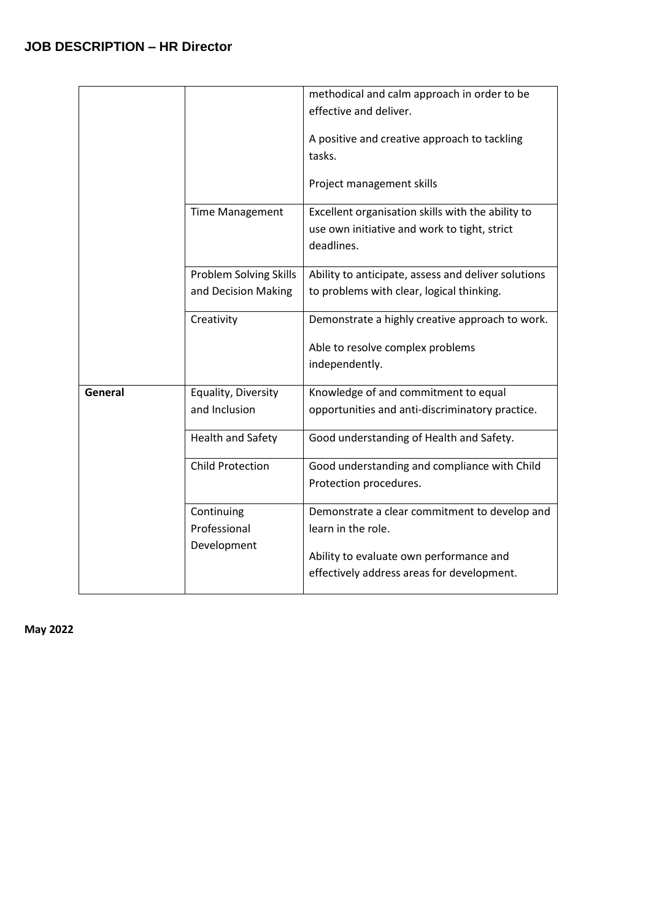| | | |
|---|---|---|
| | | methodical and calm approach in order to be effective and deliver.<br><br>A positive and creative approach to tackling tasks.<br><br>Project management skills |
| | Time Management | Excellent organisation skills with the ability to use own initiative and work to tight, strict deadlines. |
| | Problem Solving Skills and Decision Making | Ability to anticipate, assess and deliver solutions to problems with clear, logical thinking. |
| | Creativity | Demonstrate a highly creative approach to work.<br><br>Able to resolve complex problems independently. |
| **General** | Equality, Diversity and Inclusion | Knowledge of and commitment to equal opportunities and anti-discriminatory practice. |
| | Health and Safety | Good understanding of Health and Safety. |
| | Child Protection | Good understanding and compliance with Child Protection procedures. |
| | Continuing Professional Development | Demonstrate a clear commitment to develop and learn in the role.<br><br>Ability to evaluate own performance and effectively address areas for development. |

**May 2022**